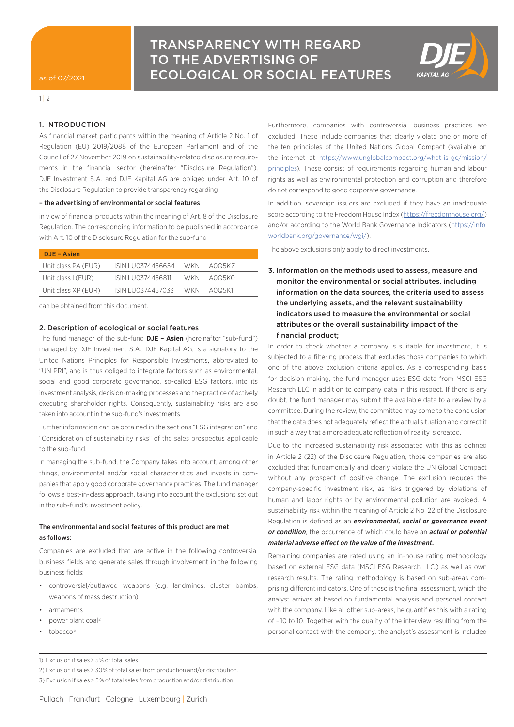# TRANSPARENCY WITH REGARD TO THE ADVERTISING OF ECOLOGICAL OR SOCIAL FEATURES

as of 07/2021

## 1. INTRODUCTION

As financial market participants within the meaning of Article 2 No. 1 of Regulation (EU) 2019/2088 of the European Parliament and of the Council of 27 November 2019 on sustainability-related disclosure requirements in the financial sector (hereinafter "Disclosure Regulation"), DJE Investment S.A. and DJE Kapital AG are obliged under Art. 10 of the Disclosure Regulation to provide transparency regarding

**– the advertising of environmental or social features**

in view of financial products within the meaning of Art. 8 of the Disclosure Regulation. The corresponding information to be published in accordance with Art. 10 of the Disclosure Regulation for the sub-fund

| DJE – Asien | | |
|---|---|---|
| Unit class PA (EUR) | ISIN LU0374456654 | WKN A0Q5KZ |
| Unit class I (EUR) | ISIN LU0374456811 | WKN A0Q5K0 |
| Unit class XP (EUR) | ISIN LU0374457033 | WKN A0Q5K1 |

can be obtained from this document.

## 2. Description of ecological or social features

The fund manager of the sub-fund **DJE – Asien** (hereinafter "sub-fund") managed by DJE Investment S.A., DJE Kapital AG, is a signatory to the United Nations Principles for Responsible Investments, abbreviated to "UN PRI", and is thus obliged to integrate factors such as environmental, social and good corporate governance, so-called ESG factors, into its investment analysis, decision-making processes and the practice of actively executing shareholder rights. Consequently, sustainability risks are also taken into account in the sub-fund's investments.

Further information can be obtained in the sections "ESG integration" and "Consideration of sustainability risks" of the sales prospectus applicable to the sub-fund.

In managing the sub-fund, the Company takes into account, among other things, environmental and/or social characteristics and invests in companies that apply good corporate governance practices. The fund manager follows a best-in-class approach, taking into account the exclusions set out in the sub-fund's investment policy.

**The environmental and social features of this product are met as follows:**

Companies are excluded that are active in the following controversial business fields and generate sales through involvement in the following business fields:

- controversial/outlawed weapons (e.g. landmines, cluster bombs, weapons of mass destruction)
- armaments[1]
- power plant coal[2]
- tobacco[3]

Furthermore, companies with controversial business practices are excluded. These include companies that clearly violate one or more of the ten principles of the United Nations Global Compact (available on the internet at https://www.unglobalcompact.org/what-is-gc/mission/principles). These consist of requirements regarding human and labour rights as well as environmental protection and corruption and therefore do not correspond to good corporate governance.

In addition, sovereign issuers are excluded if they have an inadequate score according to the Freedom House Index (https://freedomhouse.org/) and/or according to the World Bank Governance Indicators (https://info.worldbank.org/governance/wgi/).

The above exclusions only apply to direct investments.

## 3. Information on the methods used to assess, measure and monitor the environmental or social attributes, including information on the data sources, the criteria used to assess the underlying assets, and the relevant sustainability indicators used to measure the environmental or social attributes or the overall sustainability impact of the financial product;

In order to check whether a company is suitable for investment, it is subjected to a filtering process that excludes those companies to which one of the above exclusion criteria applies. As a corresponding basis for decision-making, the fund manager uses ESG data from MSCI ESG Research LLC in addition to company data in this respect. If there is any doubt, the fund manager may submit the available data to a review by a committee. During the review, the committee may come to the conclusion that the data does not adequately reflect the actual situation and correct it in such a way that a more adequate reflection of reality is created.

Due to the increased sustainability risk associated with this as defined in Article 2 (22) of the Disclosure Regulation, those companies are also excluded that fundamentally and clearly violate the UN Global Compact without any prospect of positive change. The exclusion reduces the company-specific investment risk, as risks triggered by violations of human and labor rights or by environmental pollution are avoided. A sustainability risk within the meaning of Article 2 No. 22 of the Disclosure Regulation is defined as an ***environmental, social or governance event or condition***, the occurrence of which could have an ***actual or potential material adverse effect on the value of the investment.***

Remaining companies are rated using an in-house rating methodology based on external ESG data (MSCI ESG Research LLC.) as well as own research results. The rating methodology is based on sub-areas comprising different indicators. One of these is the final assessment, which the analyst arrives at based on fundamental analysis and personal contact with the company. Like all other sub-areas, he quantifies this with a rating of –10 to 10. Together with the quality of the interview resulting from the personal contact with the company, the analyst's assessment is included

---

1) Exclusion if sales > 5 % of total sales.

2) Exclusion if sales > 30 % of total sales from production and/or distribution.

3) Exclusion if sales > 5 % of total sales from production and/or distribution.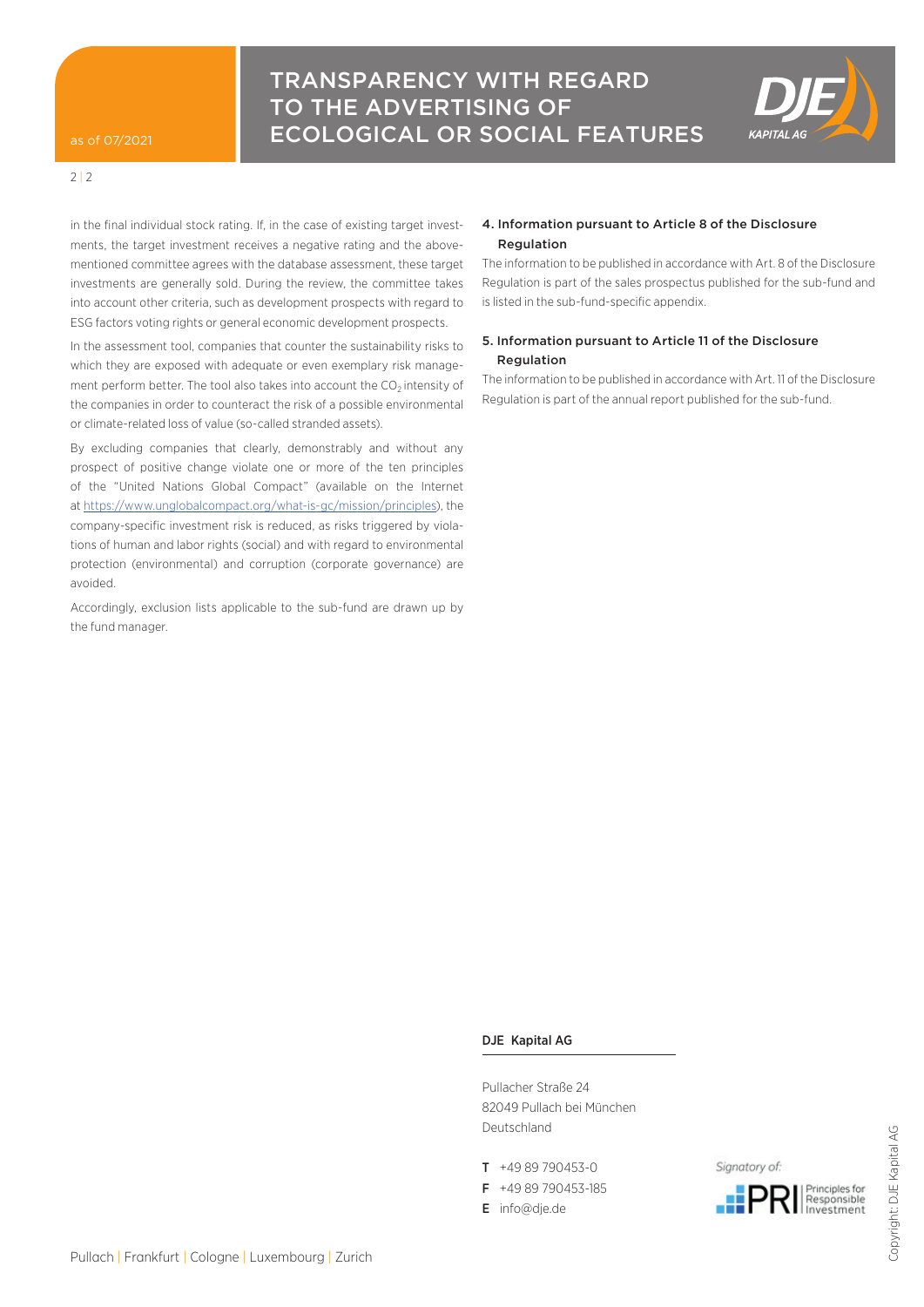in the final individual stock rating. If, in the case of existing target investments, the target investment receives a negative rating and the above-mentioned committee agrees with the database assessment, these target investments are generally sold. During the review, the committee takes into account other criteria, such as development prospects with regard to ESG factors voting rights or general economic development prospects.

In the assessment tool, companies that counter the sustainability risks to which they are exposed with adequate or even exemplary risk management perform better. The tool also takes into account the $CO_2$ intensity of the companies in order to counteract the risk of a possible environmental or climate-related loss of value (so-called stranded assets).

By excluding companies that clearly, demonstrably and without any prospect of positive change violate one or more of the ten principles of the "United Nations Global Compact" (available on the Internet at https://www.unglobalcompact.org/what-is-gc/mission/principles), the company-specific investment risk is reduced, as risks triggered by violations of human and labor rights (social) and with regard to environmental protection (environmental) and corruption (corporate governance) are avoided.

Accordingly, exclusion lists applicable to the sub-fund are drawn up by the fund manager.

### 4. Information pursuant to Article 8 of the Disclosure Regulation

The information to be published in accordance with Art. 8 of the Disclosure Regulation is part of the sales prospectus published for the sub-fund and is listed in the sub-fund-specific appendix.

### 5. Information pursuant to Article 11 of the Disclosure Regulation

The information to be published in accordance with Art. 11 of the Disclosure Regulation is part of the annual report published for the sub-fund.

**DJE Kapital AG**

Pullacher Straße 24
82049 Pullach bei München
Deutschland

**T** +49 89 790453-0
**F** +49 89 790453-185
**E** info@dje.de

Signatory of: PRI Principles for Responsible Investment

Pullach | Frankfurt | Cologne | Luxembourg | Zurich

Copyright: DJE Kapital AG